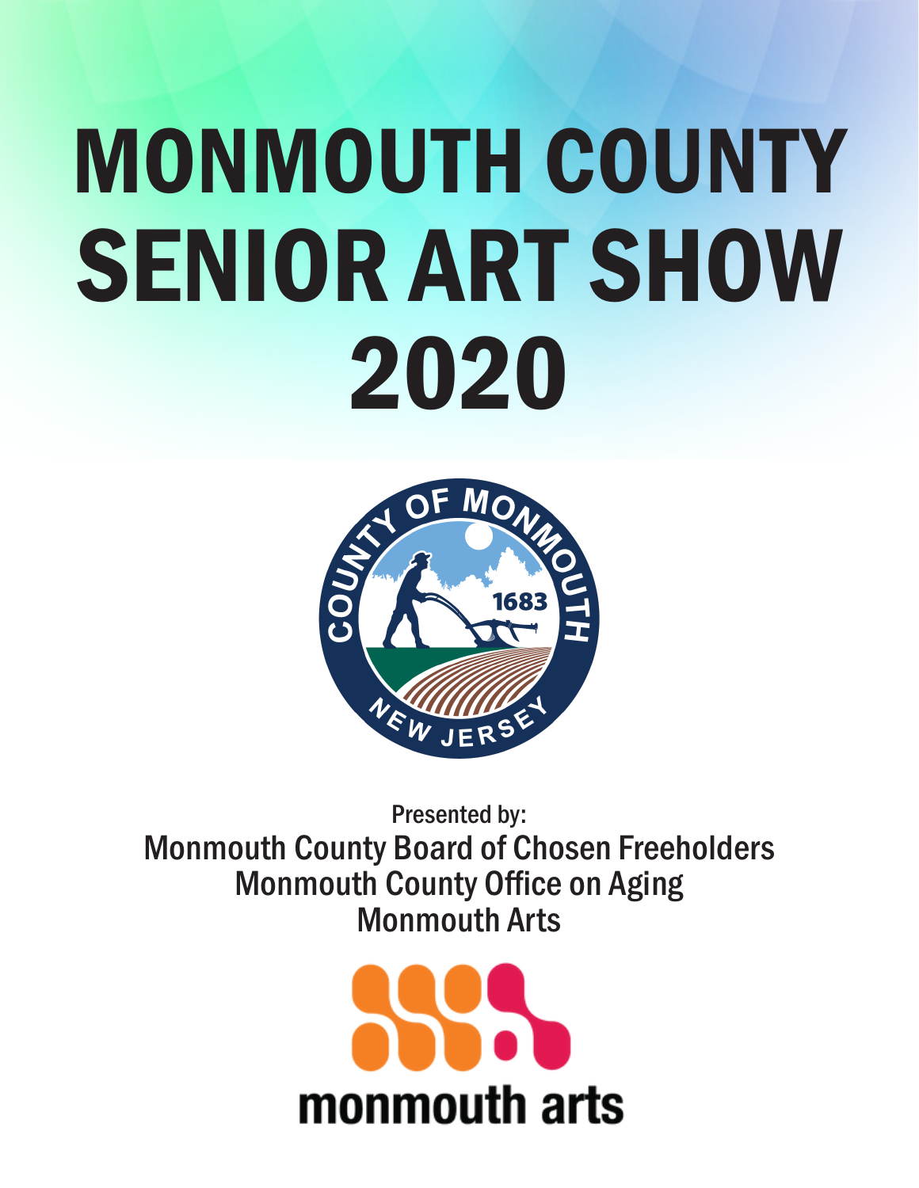# MONMOUTH COUNTY SENIOR ART SHOW 2020

Presented by:

Monmouth County Board of Chosen Freeholders

Monmouth County Office on Aging

Monmouth Arts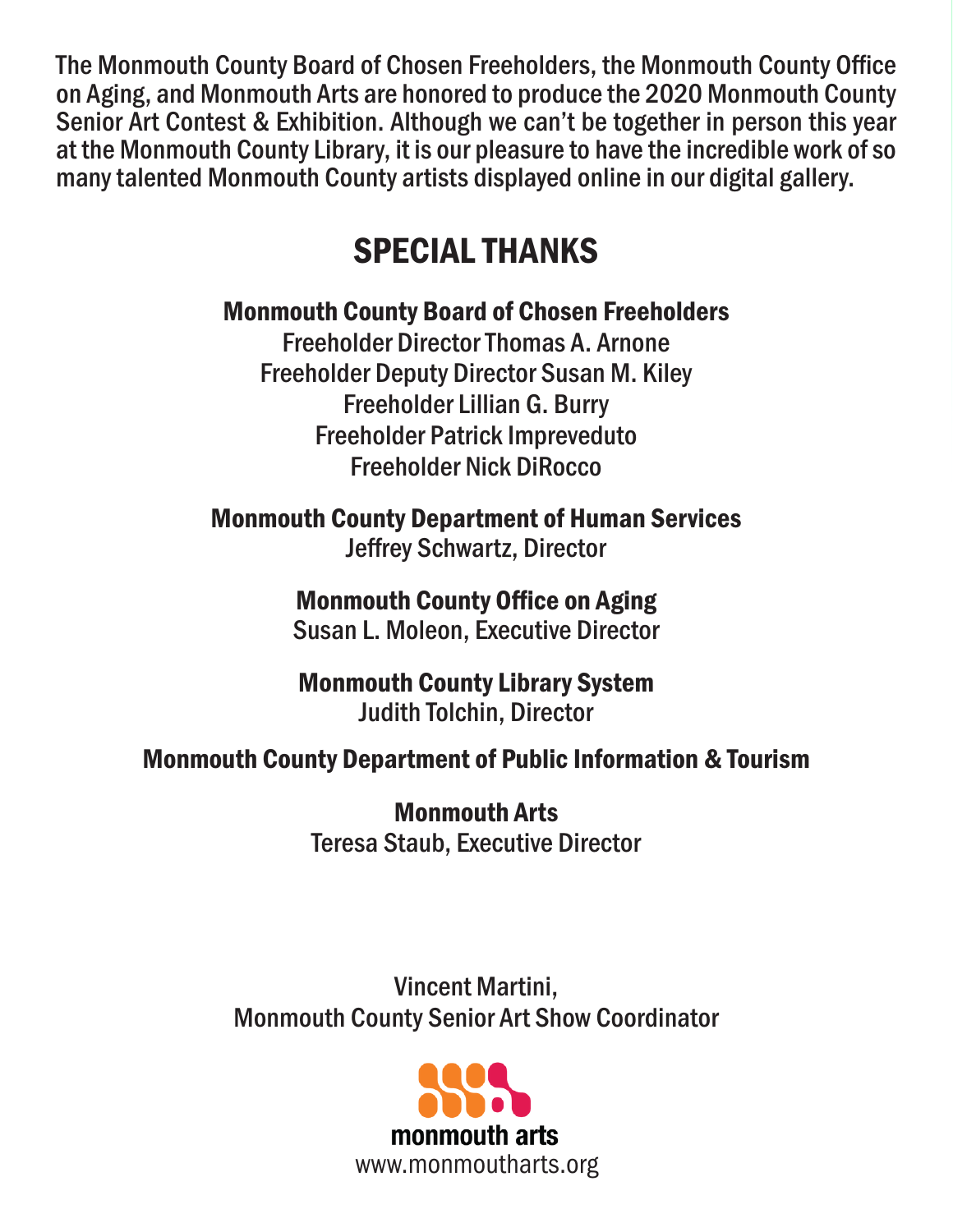The Monmouth County Board of Chosen Freeholders, the Monmouth County Office on Aging, and Monmouth Arts are honored to produce the 2020 Monmouth County Senior Art Contest & Exhibition. Although we can't be together in person this year at the Monmouth County Library, it is our pleasure to have the incredible work of so many talented Monmouth County artists displayed online in our digital gallery.

# SPECIAL THANKS

**Monmouth County Board of Chosen Freeholders**
Freeholder Director Thomas A. Arnone
Freeholder Deputy Director Susan M. Kiley
Freeholder Lillian G. Burry
Freeholder Patrick Impreveduto
Freeholder Nick DiRocco

**Monmouth County Department of Human Services**
Jeffrey Schwartz, Director

**Monmouth County Office on Aging**
Susan L. Moleon, Executive Director

**Monmouth County Library System**
Judith Tolchin, Director

**Monmouth County Department of Public Information & Tourism**

**Monmouth Arts**
Teresa Staub, Executive Director

Vincent Martini,
Monmouth County Senior Art Show Coordinator

**monmouth arts**
www.monmoutharts.org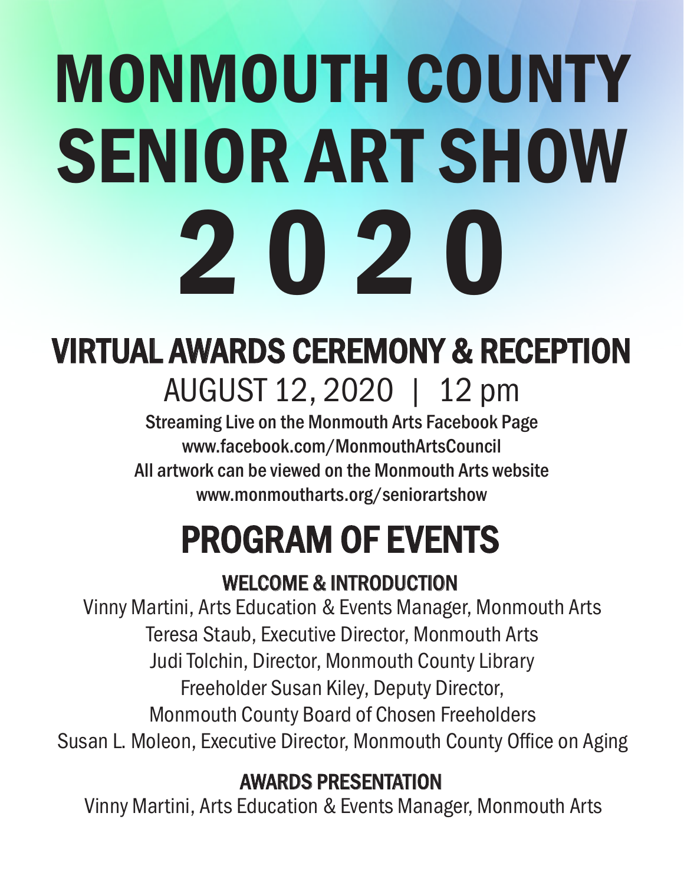# MONMOUTH COUNTY SENIOR ART SHOW 2020

## VIRTUAL AWARDS CEREMONY & RECEPTION

AUGUST 12, 2020 | 12 pm

Streaming Live on the Monmouth Arts Facebook Page
www.facebook.com/MonmouthArtsCouncil
All artwork can be viewed on the Monmouth Arts website
www.monmoutharts.org/seniorartshow

## PROGRAM OF EVENTS

### WELCOME & INTRODUCTION

Vinny Martini, Arts Education & Events Manager, Monmouth Arts
Teresa Staub, Executive Director, Monmouth Arts
Judi Tolchin, Director, Monmouth County Library
Freeholder Susan Kiley, Deputy Director,
Monmouth County Board of Chosen Freeholders
Susan L. Moleon, Executive Director, Monmouth County Office on Aging

### AWARDS PRESENTATION

Vinny Martini, Arts Education & Events Manager, Monmouth Arts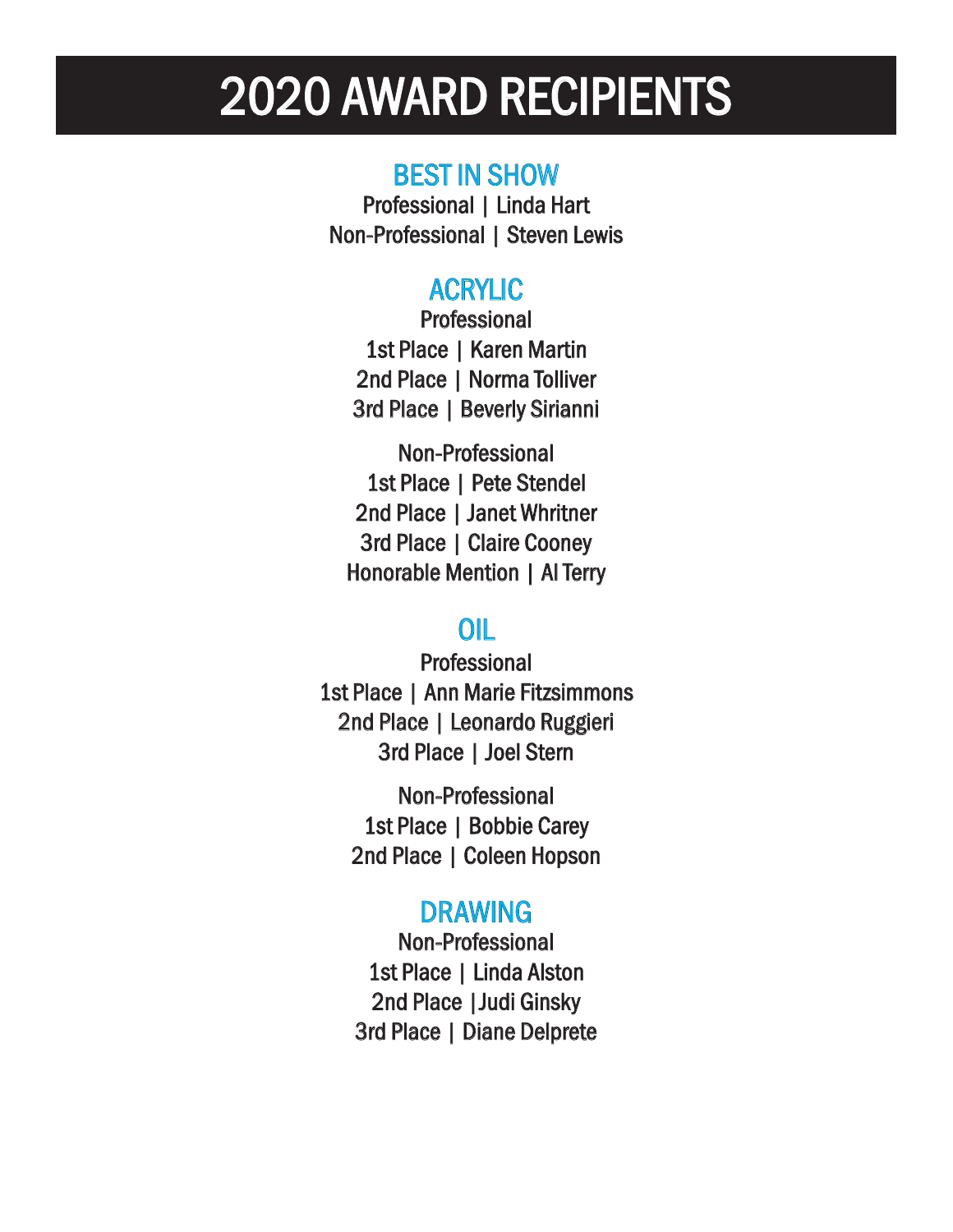# 2020 AWARD RECIPIENTS

## BEST IN SHOW

Professional | Linda Hart
Non-Professional | Steven Lewis

## ACRYLIC

**Professional**
1st Place | Karen Martin
2nd Place | Norma Tolliver
3rd Place | Beverly Sirianni

**Non-Professional**
1st Place | Pete Stendel
2nd Place | Janet Whritner
3rd Place | Claire Cooney
Honorable Mention | Al Terry

## OIL

**Professional**
1st Place | Ann Marie Fitzsimmons
2nd Place | Leonardo Ruggieri
3rd Place | Joel Stern

**Non-Professional**
1st Place | Bobbie Carey
2nd Place | Coleen Hopson

## DRAWING

**Non-Professional**
1st Place | Linda Alston
2nd Place |Judi Ginsky
3rd Place | Diane Delprete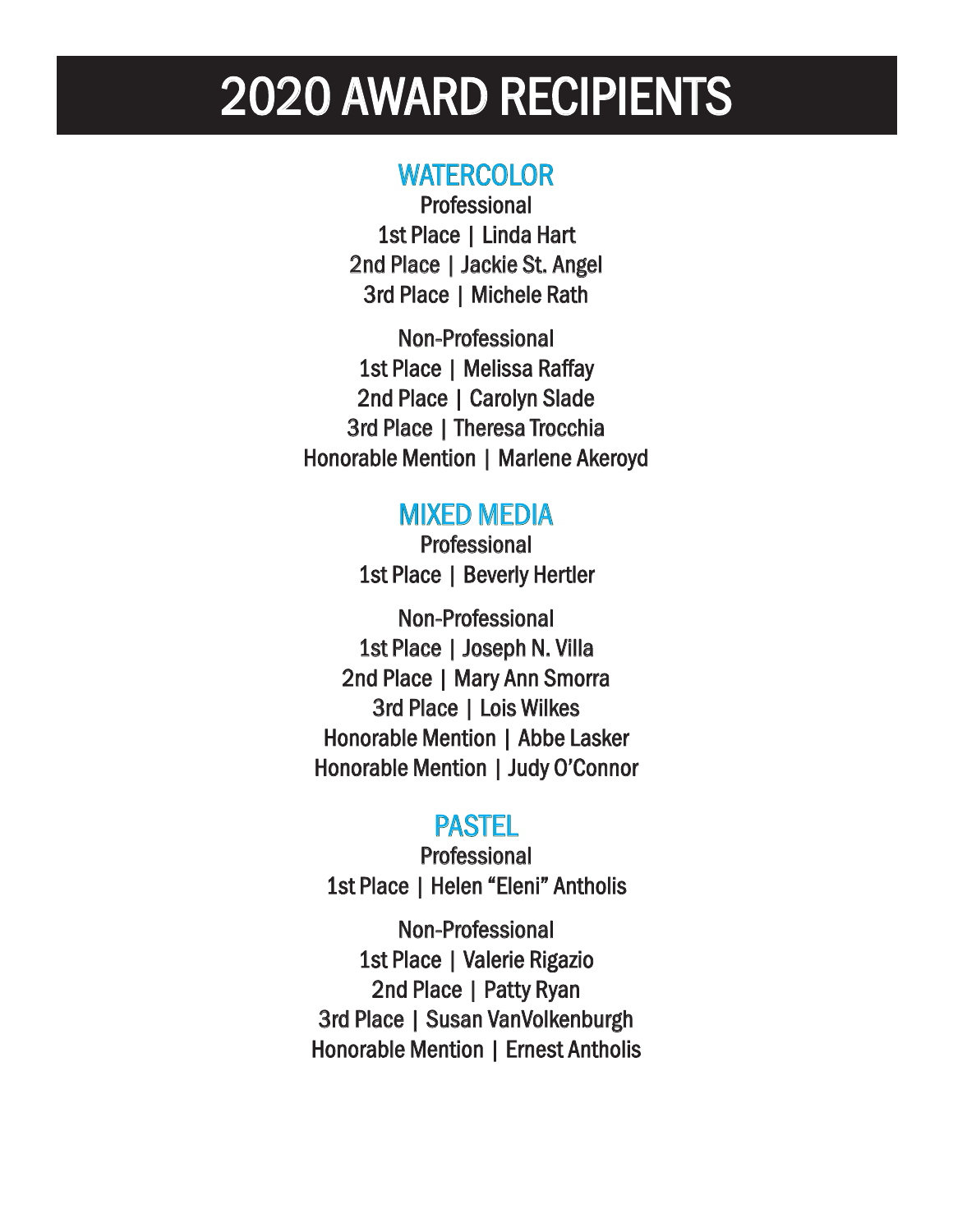# 2020 AWARD RECIPIENTS

## WATERCOLOR

**Professional**

1st Place | Linda Hart
2nd Place | Jackie St. Angel
3rd Place | Michele Rath

**Non-Professional**

1st Place | Melissa Raffay
2nd Place | Carolyn Slade
3rd Place | Theresa Trocchia
Honorable Mention | Marlene Akeroyd

## MIXED MEDIA

**Professional**

1st Place | Beverly Hertler

**Non-Professional**

1st Place | Joseph N. Villa
2nd Place | Mary Ann Smorra
3rd Place | Lois Wilkes
Honorable Mention | Abbe Lasker
Honorable Mention | Judy O'Connor

## PASTEL

**Professional**

1st Place | Helen "Eleni" Antholis

**Non-Professional**

1st Place | Valerie Rigazio
2nd Place | Patty Ryan
3rd Place | Susan VanVolkenburgh
Honorable Mention | Ernest Antholis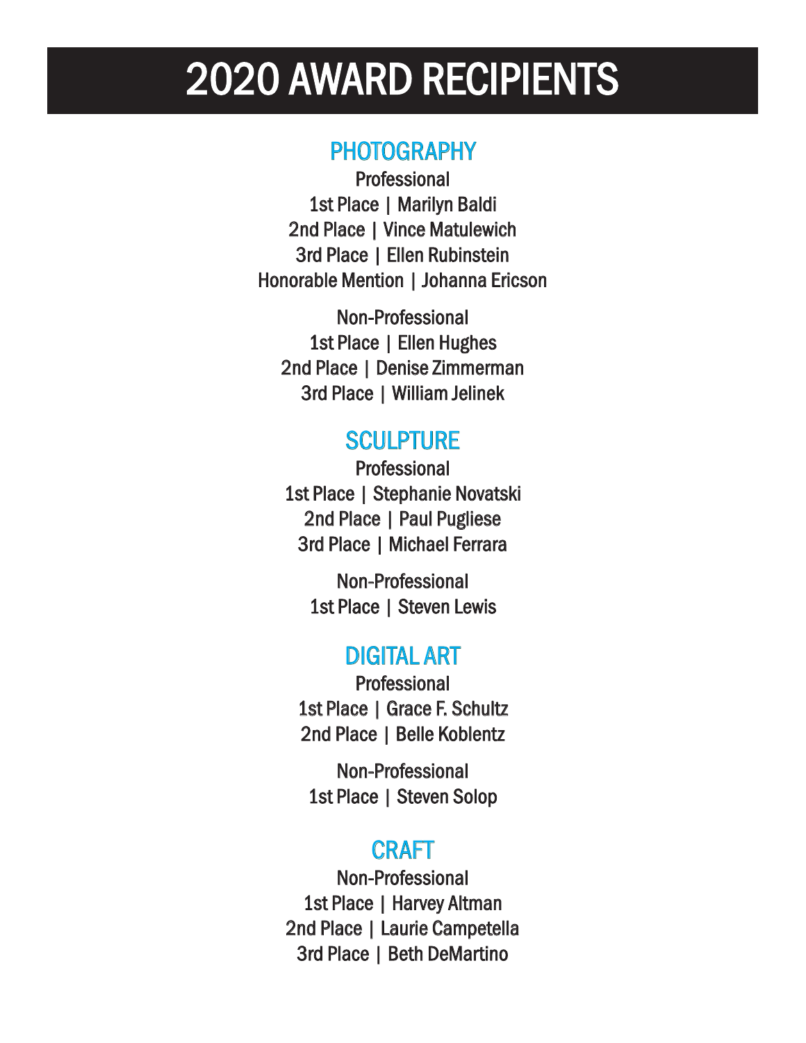# 2020 AWARD RECIPIENTS

## PHOTOGRAPHY

Professional

1st Place | Marilyn Baldi

2nd Place | Vince Matulewich

3rd Place | Ellen Rubinstein

Honorable Mention | Johanna Ericson

Non-Professional

1st Place | Ellen Hughes

2nd Place | Denise Zimmerman

3rd Place | William Jelinek

## SCULPTURE

Professional

1st Place | Stephanie Novatski

2nd Place | Paul Pugliese

3rd Place | Michael Ferrara

Non-Professional

1st Place | Steven Lewis

## DIGITAL ART

Professional

1st Place | Grace F. Schultz

2nd Place | Belle Koblentz

Non-Professional

1st Place | Steven Solop

## CRAFT

Non-Professional

1st Place | Harvey Altman

2nd Place | Laurie Campetella

3rd Place | Beth DeMartino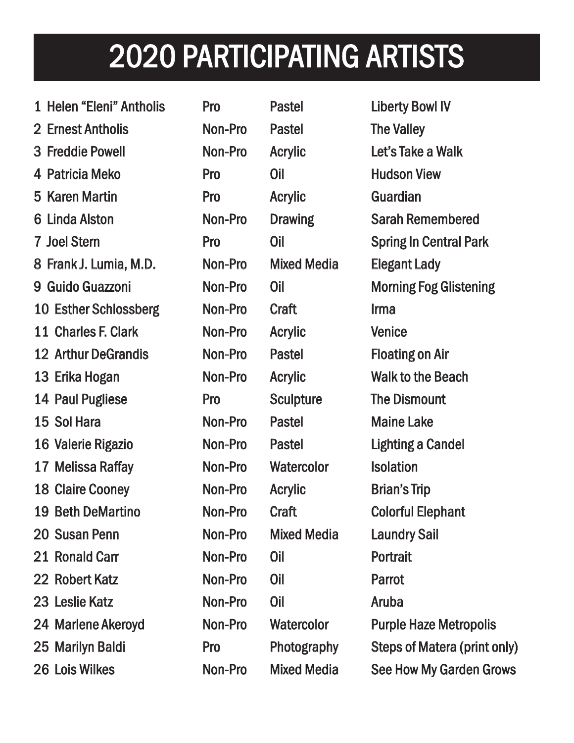# 2020 PARTICIPATING ARTISTS

| | Artist | Status | Medium | Title |
|---|---|---|---|---|
| 1 | Helen "Eleni" Antholis | Pro | Pastel | Liberty Bowl IV |
| 2 | Ernest Antholis | Non-Pro | Pastel | The Valley |
| 3 | Freddie Powell | Non-Pro | Acrylic | Let's Take a Walk |
| 4 | Patricia Meko | Pro | Oil | Hudson View |
| 5 | Karen Martin | Pro | Acrylic | Guardian |
| 6 | Linda Alston | Non-Pro | Drawing | Sarah Remembered |
| 7 | Joel Stern | Pro | Oil | Spring In Central Park |
| 8 | Frank J. Lumia, M.D. | Non-Pro | Mixed Media | Elegant Lady |
| 9 | Guido Guazzoni | Non-Pro | Oil | Morning Fog Glistening |
| 10 | Esther Schlossberg | Non-Pro | Craft | Irma |
| 11 | Charles F. Clark | Non-Pro | Acrylic | Venice |
| 12 | Arthur DeGrandis | Non-Pro | Pastel | Floating on Air |
| 13 | Erika Hogan | Non-Pro | Acrylic | Walk to the Beach |
| 14 | Paul Pugliese | Pro | Sculpture | The Dismount |
| 15 | Sol Hara | Non-Pro | Pastel | Maine Lake |
| 16 | Valerie Rigazio | Non-Pro | Pastel | Lighting a Candel |
| 17 | Melissa Raffay | Non-Pro | Watercolor | Isolation |
| 18 | Claire Cooney | Non-Pro | Acrylic | Brian's Trip |
| 19 | Beth DeMartino | Non-Pro | Craft | Colorful Elephant |
| 20 | Susan Penn | Non-Pro | Mixed Media | Laundry Sail |
| 21 | Ronald Carr | Non-Pro | Oil | Portrait |
| 22 | Robert Katz | Non-Pro | Oil | Parrot |
| 23 | Leslie Katz | Non-Pro | Oil | Aruba |
| 24 | Marlene Akeroyd | Non-Pro | Watercolor | Purple Haze Metropolis |
| 25 | Marilyn Baldi | Pro | Photography | Steps of Matera (print only) |
| 26 | Lois Wilkes | Non-Pro | Mixed Media | See How My Garden Grows |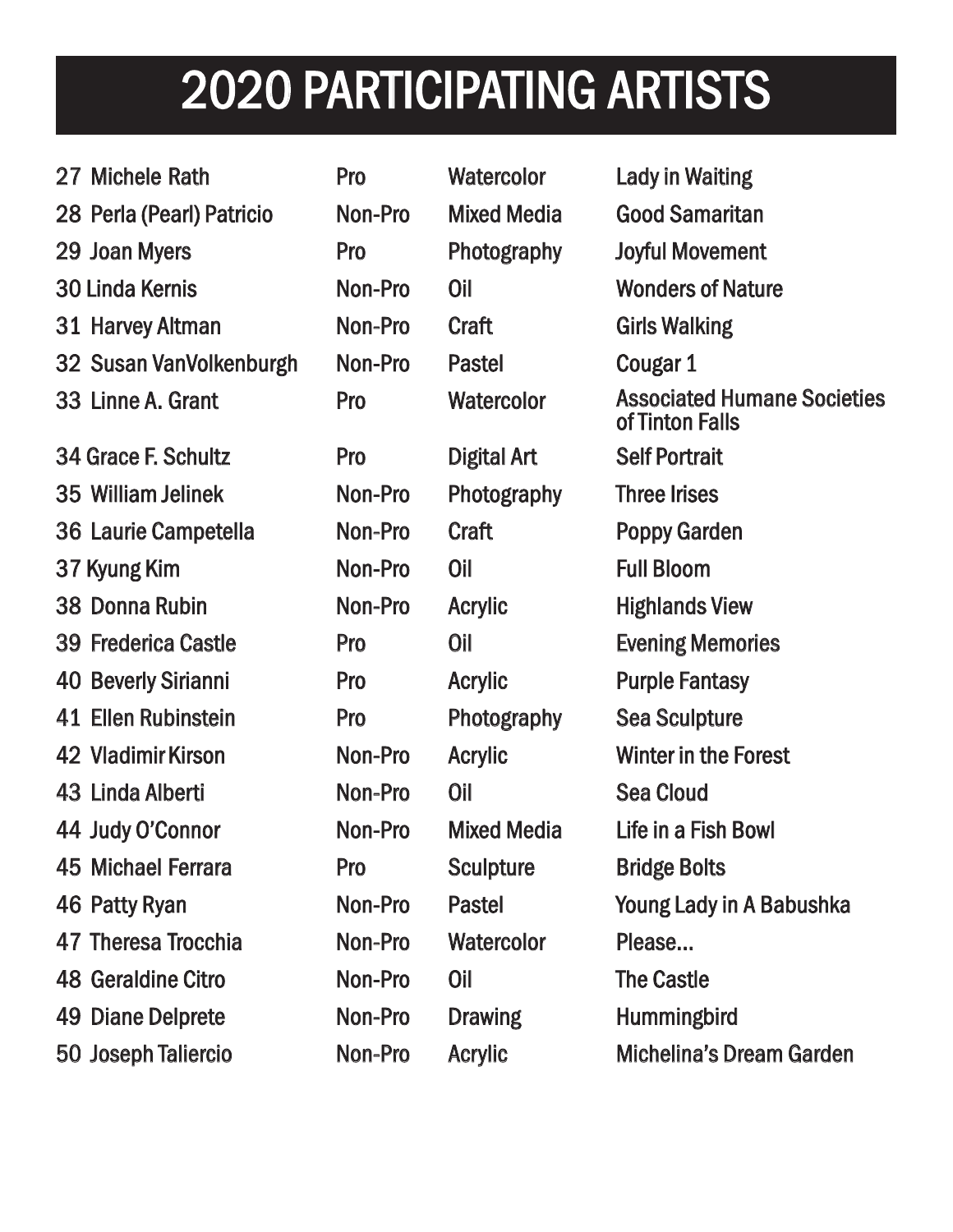# 2020 PARTICIPATING ARTISTS

| # | Artist | Status | Medium | Title |
|---|---|---|---|---|
| 27 | Michele Rath | Pro | Watercolor | Lady in Waiting |
| 28 | Perla (Pearl) Patricio | Non-Pro | Mixed Media | Good Samaritan |
| 29 | Joan Myers | Pro | Photography | Joyful Movement |
| 30 | Linda Kernis | Non-Pro | Oil | Wonders of Nature |
| 31 | Harvey Altman | Non-Pro | Craft | Girls Walking |
| 32 | Susan VanVolkenburgh | Non-Pro | Pastel | Cougar 1 |
| 33 | Linne A. Grant | Pro | Watercolor | Associated Humane Societies of Tinton Falls |
| 34 | Grace F. Schultz | Pro | Digital Art | Self Portrait |
| 35 | William Jelinek | Non-Pro | Photography | Three Irises |
| 36 | Laurie Campetella | Non-Pro | Craft | Poppy Garden |
| 37 | Kyung Kim | Non-Pro | Oil | Full Bloom |
| 38 | Donna Rubin | Non-Pro | Acrylic | Highlands View |
| 39 | Frederica Castle | Pro | Oil | Evening Memories |
| 40 | Beverly Sirianni | Pro | Acrylic | Purple Fantasy |
| 41 | Ellen Rubinstein | Pro | Photography | Sea Sculpture |
| 42 | Vladimir Kirson | Non-Pro | Acrylic | Winter in the Forest |
| 43 | Linda Alberti | Non-Pro | Oil | Sea Cloud |
| 44 | Judy O'Connor | Non-Pro | Mixed Media | Life in a Fish Bowl |
| 45 | Michael Ferrara | Pro | Sculpture | Bridge Bolts |
| 46 | Patty Ryan | Non-Pro | Pastel | Young Lady in A Babushka |
| 47 | Theresa Trocchia | Non-Pro | Watercolor | Please... |
| 48 | Geraldine Citro | Non-Pro | Oil | The Castle |
| 49 | Diane Delprete | Non-Pro | Drawing | Hummingbird |
| 50 | Joseph Taliercio | Non-Pro | Acrylic | Michelina's Dream Garden |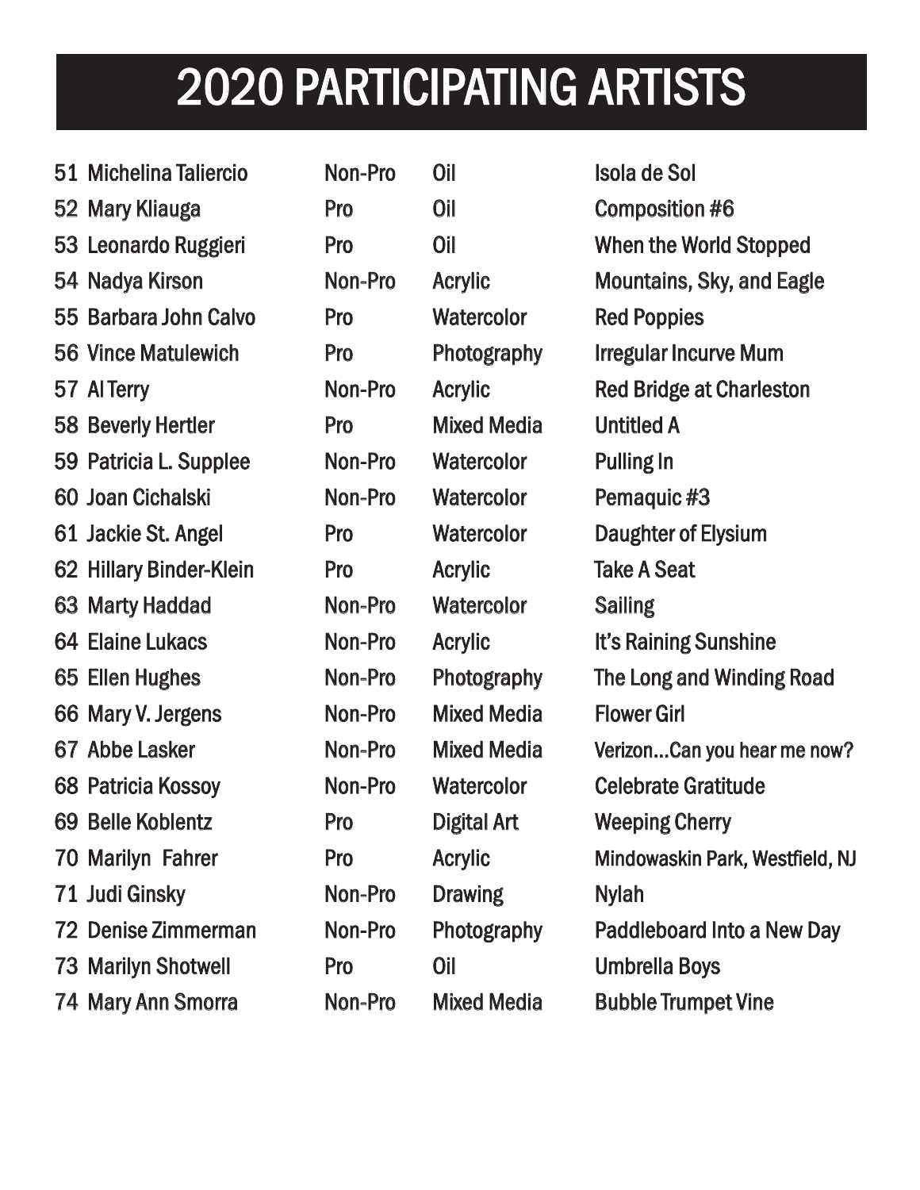# 2020 PARTICIPATING ARTISTS

| | Artist | Category | Medium | Title |
|---|---|---|---|---|
| 51 | Michelina Taliercio | Non-Pro | Oil | Isola de Sol |
| 52 | Mary Kliauga | Pro | Oil | Composition #6 |
| 53 | Leonardo Ruggieri | Pro | Oil | When the World Stopped |
| 54 | Nadya Kirson | Non-Pro | Acrylic | Mountains, Sky, and Eagle |
| 55 | Barbara John Calvo | Pro | Watercolor | Red Poppies |
| 56 | Vince Matulewich | Pro | Photography | Irregular Incurve Mum |
| 57 | Al Terry | Non-Pro | Acrylic | Red Bridge at Charleston |
| 58 | Beverly Hertler | Pro | Mixed Media | Untitled A |
| 59 | Patricia L. Supplee | Non-Pro | Watercolor | Pulling In |
| 60 | Joan Cichalski | Non-Pro | Watercolor | Pemaquic #3 |
| 61 | Jackie St. Angel | Pro | Watercolor | Daughter of Elysium |
| 62 | Hillary Binder-Klein | Pro | Acrylic | Take A Seat |
| 63 | Marty Haddad | Non-Pro | Watercolor | Sailing |
| 64 | Elaine Lukacs | Non-Pro | Acrylic | It's Raining Sunshine |
| 65 | Ellen Hughes | Non-Pro | Photography | The Long and Winding Road |
| 66 | Mary V. Jergens | Non-Pro | Mixed Media | Flower Girl |
| 67 | Abbe Lasker | Non-Pro | Mixed Media | Verizon...Can you hear me now? |
| 68 | Patricia Kossoy | Non-Pro | Watercolor | Celebrate Gratitude |
| 69 | Belle Koblentz | Pro | Digital Art | Weeping Cherry |
| 70 | Marilyn Fahrer | Pro | Acrylic | Mindowaskin Park, Westfield, NJ |
| 71 | Judi Ginsky | Non-Pro | Drawing | Nylah |
| 72 | Denise Zimmerman | Non-Pro | Photography | Paddleboard Into a New Day |
| 73 | Marilyn Shotwell | Pro | Oil | Umbrella Boys |
| 74 | Mary Ann Smorra | Non-Pro | Mixed Media | Bubble Trumpet Vine |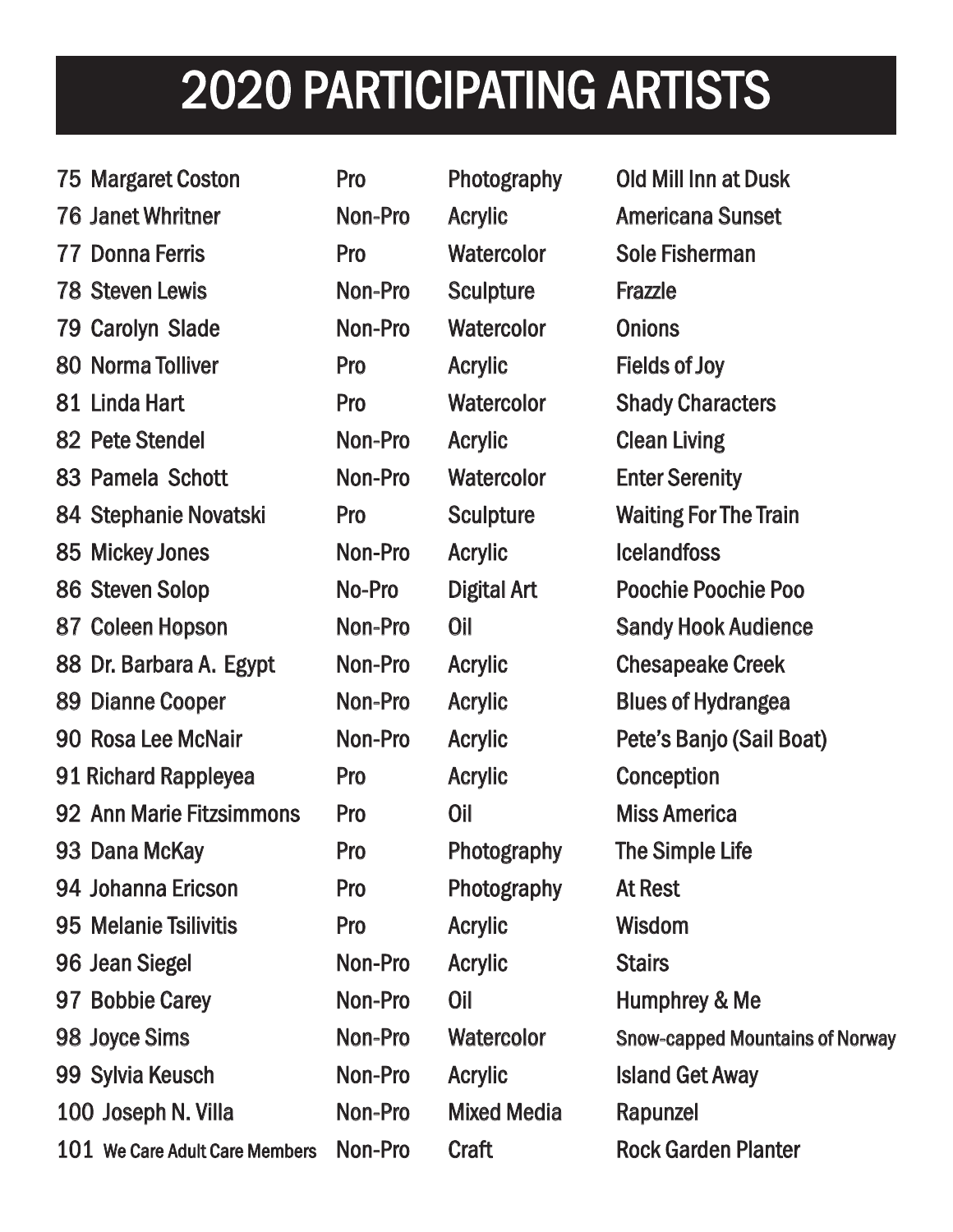# 2020 PARTICIPATING ARTISTS

| | | | |
|---|---|---|---|
| 75 Margaret Coston | Pro | Photography | Old Mill Inn at Dusk |
| 76 Janet Whritner | Non-Pro | Acrylic | Americana Sunset |
| 77 Donna Ferris | Pro | Watercolor | Sole Fisherman |
| 78 Steven Lewis | Non-Pro | Sculpture | Frazzle |
| 79 Carolyn Slade | Non-Pro | Watercolor | Onions |
| 80 Norma Tolliver | Pro | Acrylic | Fields of Joy |
| 81 Linda Hart | Pro | Watercolor | Shady Characters |
| 82 Pete Stendel | Non-Pro | Acrylic | Clean Living |
| 83 Pamela Schott | Non-Pro | Watercolor | Enter Serenity |
| 84 Stephanie Novatski | Pro | Sculpture | Waiting For The Train |
| 85 Mickey Jones | Non-Pro | Acrylic | Icelandfoss |
| 86 Steven Solop | No-Pro | Digital Art | Poochie Poochie Poo |
| 87 Coleen Hopson | Non-Pro | Oil | Sandy Hook Audience |
| 88 Dr. Barbara A. Egypt | Non-Pro | Acrylic | Chesapeake Creek |
| 89 Dianne Cooper | Non-Pro | Acrylic | Blues of Hydrangea |
| 90 Rosa Lee McNair | Non-Pro | Acrylic | Pete's Banjo (Sail Boat) |
| 91 Richard Rappleyea | Pro | Acrylic | Conception |
| 92 Ann Marie Fitzsimmons | Pro | Oil | Miss America |
| 93 Dana McKay | Pro | Photography | The Simple Life |
| 94 Johanna Ericson | Pro | Photography | At Rest |
| 95 Melanie Tsilivitis | Pro | Acrylic | Wisdom |
| 96 Jean Siegel | Non-Pro | Acrylic | Stairs |
| 97 Bobbie Carey | Non-Pro | Oil | Humphrey & Me |
| 98 Joyce Sims | Non-Pro | Watercolor | Snow-capped Mountains of Norway |
| 99 Sylvia Keusch | Non-Pro | Acrylic | Island Get Away |
| 100 Joseph N. Villa | Non-Pro | Mixed Media | Rapunzel |
| 101 We Care Adult Care Members | Non-Pro | Craft | Rock Garden Planter |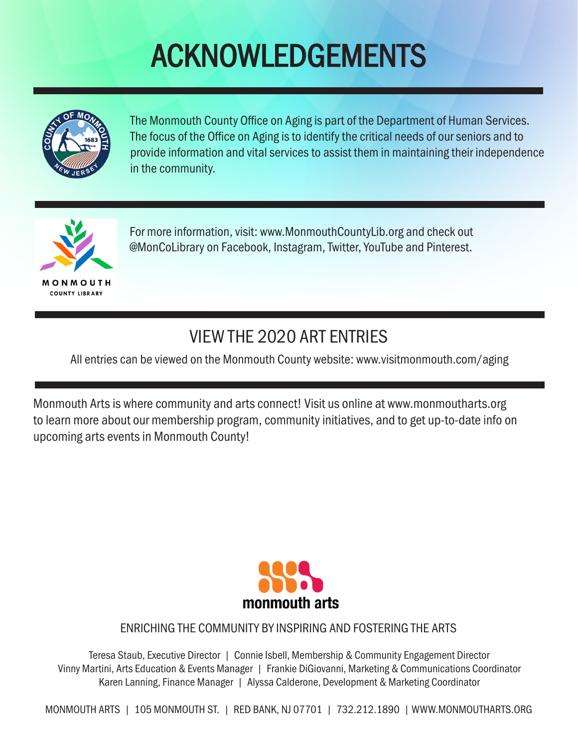# ACKNOWLEDGEMENTS

The Monmouth County Office on Aging is part of the Department of Human Services. The focus of the Office on Aging is to identify the critical needs of our seniors and to provide information and vital services to assist them in maintaining their independence in the community.

For more information, visit: www.MonmouthCountyLib.org and check out @MonCoLibrary on Facebook, Instagram, Twitter, YouTube and Pinterest.

## VIEW THE 2020 ART ENTRIES

All entries can be viewed on the Monmouth County website: www.visitmonmouth.com/aging

Monmouth Arts is where community and arts connect! Visit us online at www.monmoutharts.org to learn more about our membership program, community initiatives, and to get up-to-date info on upcoming arts events in Monmouth County!

monmouth arts

ENRICHING THE COMMUNITY BY INSPIRING AND FOSTERING THE ARTS

Teresa Staub, Executive Director | Connie Isbell, Membership & Community Engagement Director
Vinny Martini, Arts Education & Events Manager | Frankie DiGiovanni, Marketing & Communications Coordinator
Karen Lanning, Finance Manager | Alyssa Calderone, Development & Marketing Coordinator

MONMOUTH ARTS | 105 MONMOUTH ST. | RED BANK, NJ 07701 | 732.212.1890 | WWW.MONMOUTHARTS.ORG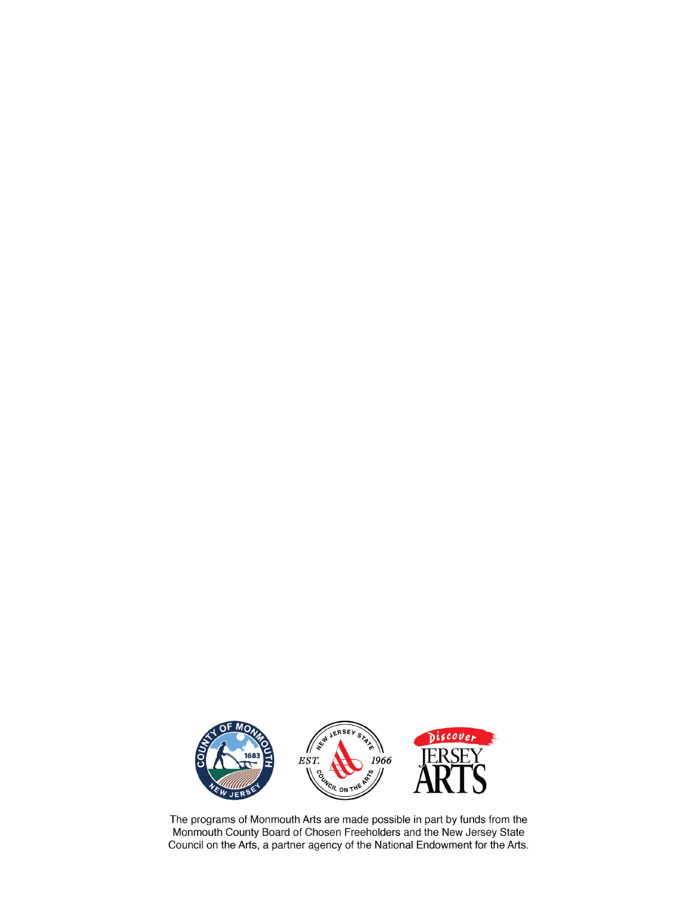The programs of Monmouth Arts are made possible in part by funds from the Monmouth County Board of Chosen Freeholders and the New Jersey State Council on the Arts, a partner agency of the National Endowment for the Arts.